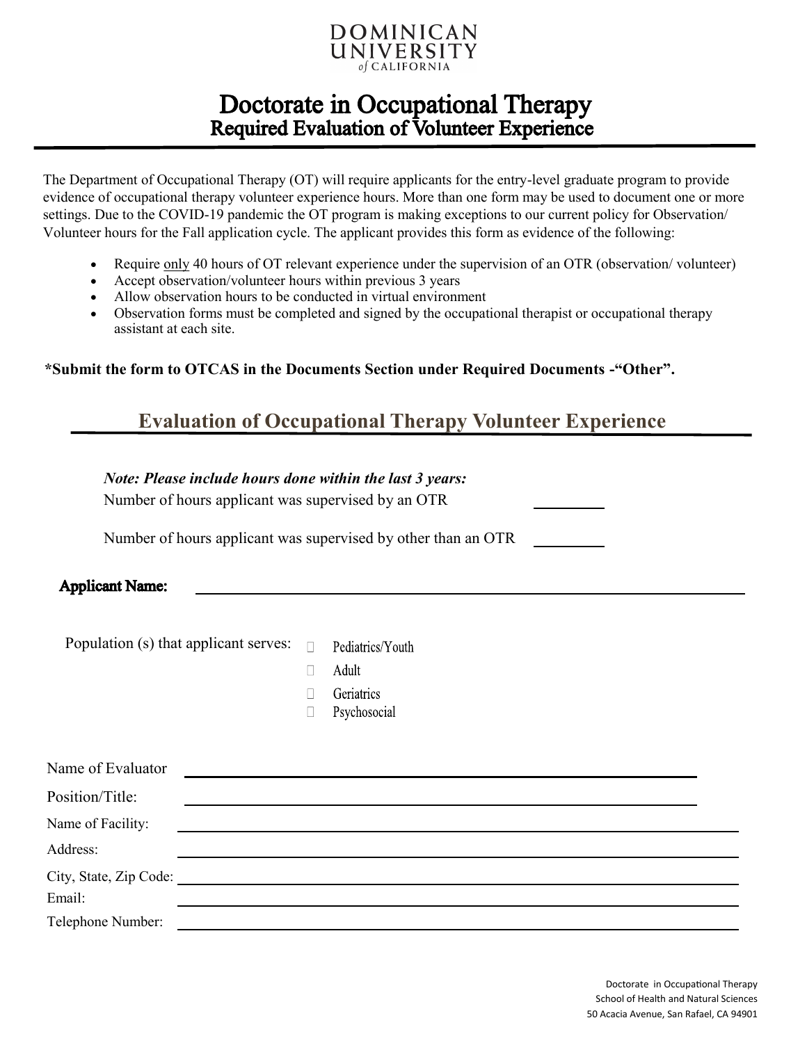DOMINICAN UNIVERSITY of CALIFORNIA

# Doctorate in Occupational Therapy
## Required Evaluation of Volunteer Experience

The Department of Occupational Therapy (OT) will require applicants for the entry-level graduate program to provide evidence of occupational therapy volunteer experience hours. More than one form may be used to document one or more settings. Due to the COVID-19 pandemic the OT program is making exceptions to our current policy for Observation/ Volunteer hours for the Fall application cycle. The applicant provides this form as evidence of the following:

- Require only 40 hours of OT relevant experience under the supervision of an OTR (observation/ volunteer)
- Accept observation/volunteer hours within previous 3 years
- Allow observation hours to be conducted in virtual environment
- Observation forms must be completed and signed by the occupational therapist or occupational therapy assistant at each site.

**\*Submit the form to OTCAS in the Documents Section under Required Documents -"Other".**

## Evaluation of Occupational Therapy Volunteer Experience

***Note: Please include hours done within the last 3 years:***

Number of hours applicant was supervised by an OTR ________

Number of hours applicant was supervised by other than an OTR ________

**Applicant Name:** ______________________________

Population (s) that applicant serves:

- ☐ Pediatrics/Youth
- ☐ Adult
- ☐ Geriatrics
- ☐ Psychosocial

Name of Evaluator ______________________________

Position/Title: ______________________________

Name of Facility: ______________________________

Address: ______________________________

City, State, Zip Code: ______________________________

Email: ______________________________

Telephone Number: ______________________________

Doctorate in Occupational Therapy
School of Health and Natural Sciences
50 Acacia Avenue, San Rafael, CA 94901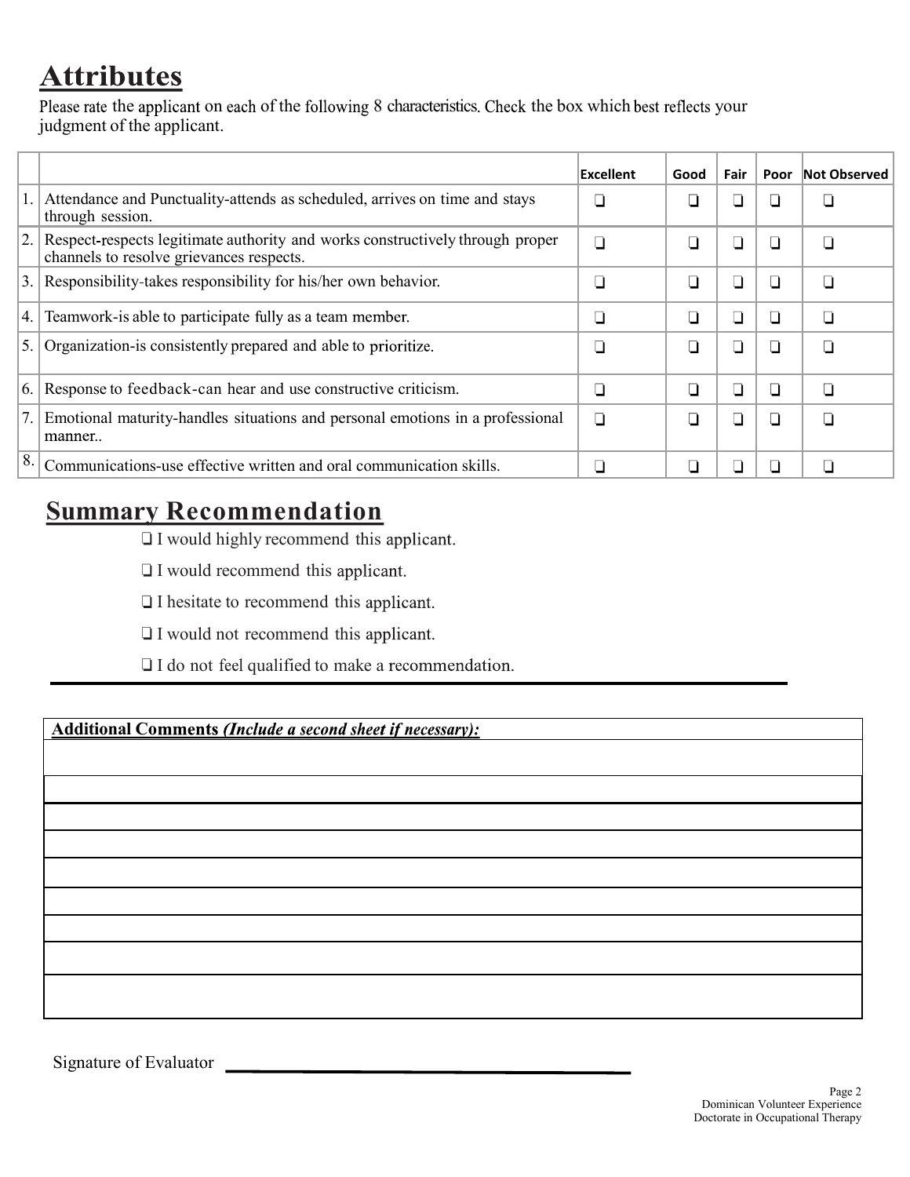## Attributes

Please rate the applicant on each of the following 8 characteristics. Check the box which best reflects your judgment of the applicant.

| | | Excellent | Good | Fair | Poor | Not Observed |
|---|---|---|---|---|---|---|
| 1. | Attendance and Punctuality-attends as scheduled, arrives on time and stays through session. | ❑ | ❑ | ❑ | ❑ | ❑ |
| 2. | Respect-respects legitimate authority and works constructively through proper channels to resolve grievances respects. | ❑ | ❑ | ❑ | ❑ | ❑ |
| 3. | Responsibility-takes responsibility for his/her own behavior. | ❑ | ❑ | ❑ | ❑ | ❑ |
| 4. | Teamwork-is able to participate fully as a team member. | ❑ | ❑ | ❑ | ❑ | ❑ |
| 5. | Organization-is consistently prepared and able to prioritize. | ❑ | ❑ | ❑ | ❑ | ❑ |
| 6. | Response to feedback-can hear and use constructive criticism. | ❑ | ❑ | ❑ | ❑ | ❑ |
| 7. | Emotional maturity-handles situations and personal emotions in a professional manner.. | ❑ | ❑ | ❑ | ❑ | ❑ |
| 8. | Communications-use effective written and oral communication skills. | ❑ | ❑ | ❑ | ❑ | ❑ |

## Summary Recommendation

❑ I would highly recommend this applicant.

❑ I would recommend this applicant.

❑ I hesitate to recommend this applicant.

❑ I would not recommend this applicant.

❑ I do not feel qualified to make a recommendation.

**Additional Comments *(Include a second sheet if necessary):***

Signature of Evaluator ______________________________